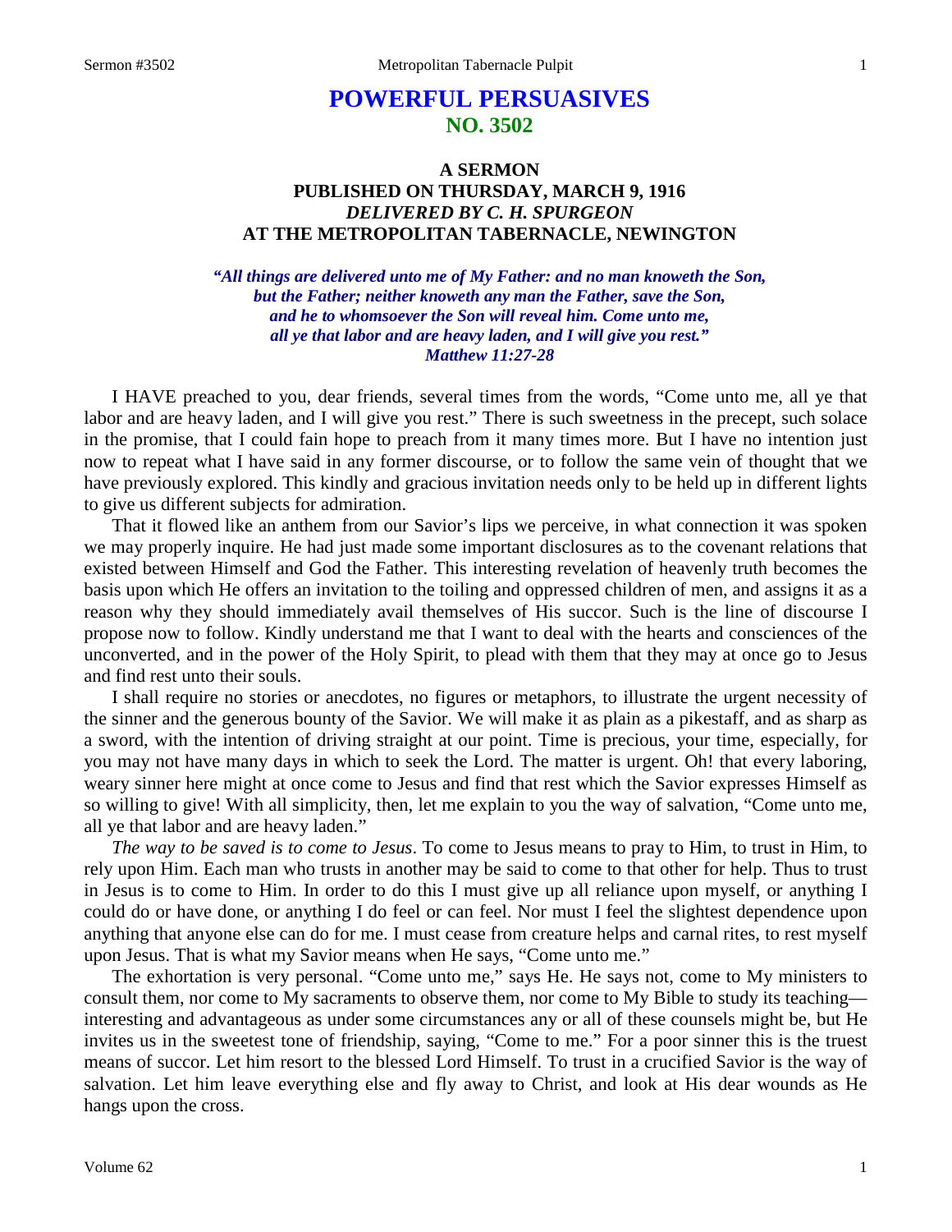# POWERFUL PERSUASIVES
## NO. 3502

### A SERMON
### PUBLISHED ON THURSDAY, MARCH 9, 1916
### *DELIVERED BY C. H. SPURGEON*
### AT THE METROPOLITAN TABERNACLE, NEWINGTON

*"All things are delivered unto me of My Father: and no man knoweth the Son, but the Father; neither knoweth any man the Father, save the Son, and he to whomsoever the Son will reveal him. Come unto me, all ye that labor and are heavy laden, and I will give you rest." Matthew 11:27-28*

I HAVE preached to you, dear friends, several times from the words, "Come unto me, all ye that labor and are heavy laden, and I will give you rest." There is such sweetness in the precept, such solace in the promise, that I could fain hope to preach from it many times more. But I have no intention just now to repeat what I have said in any former discourse, or to follow the same vein of thought that we have previously explored. This kindly and gracious invitation needs only to be held up in different lights to give us different subjects for admiration.

That it flowed like an anthem from our Savior's lips we perceive, in what connection it was spoken we may properly inquire. He had just made some important disclosures as to the covenant relations that existed between Himself and God the Father. This interesting revelation of heavenly truth becomes the basis upon which He offers an invitation to the toiling and oppressed children of men, and assigns it as a reason why they should immediately avail themselves of His succor. Such is the line of discourse I propose now to follow. Kindly understand me that I want to deal with the hearts and consciences of the unconverted, and in the power of the Holy Spirit, to plead with them that they may at once go to Jesus and find rest unto their souls.

I shall require no stories or anecdotes, no figures or metaphors, to illustrate the urgent necessity of the sinner and the generous bounty of the Savior. We will make it as plain as a pikestaff, and as sharp as a sword, with the intention of driving straight at our point. Time is precious, your time, especially, for you may not have many days in which to seek the Lord. The matter is urgent. Oh! that every laboring, weary sinner here might at once come to Jesus and find that rest which the Savior expresses Himself as so willing to give! With all simplicity, then, let me explain to you the way of salvation, "Come unto me, all ye that labor and are heavy laden."

*The way to be saved is to come to Jesus*. To come to Jesus means to pray to Him, to trust in Him, to rely upon Him. Each man who trusts in another may be said to come to that other for help. Thus to trust in Jesus is to come to Him. In order to do this I must give up all reliance upon myself, or anything I could do or have done, or anything I do feel or can feel. Nor must I feel the slightest dependence upon anything that anyone else can do for me. I must cease from creature helps and carnal rites, to rest myself upon Jesus. That is what my Savior means when He says, "Come unto me."

The exhortation is very personal. "Come unto me," says He. He says not, come to My ministers to consult them, nor come to My sacraments to observe them, nor come to My Bible to study its teaching—interesting and advantageous as under some circumstances any or all of these counsels might be, but He invites us in the sweetest tone of friendship, saying, "Come to me." For a poor sinner this is the truest means of succor. Let him resort to the blessed Lord Himself. To trust in a crucified Savior is the way of salvation. Let him leave everything else and fly away to Christ, and look at His dear wounds as He hangs upon the cross.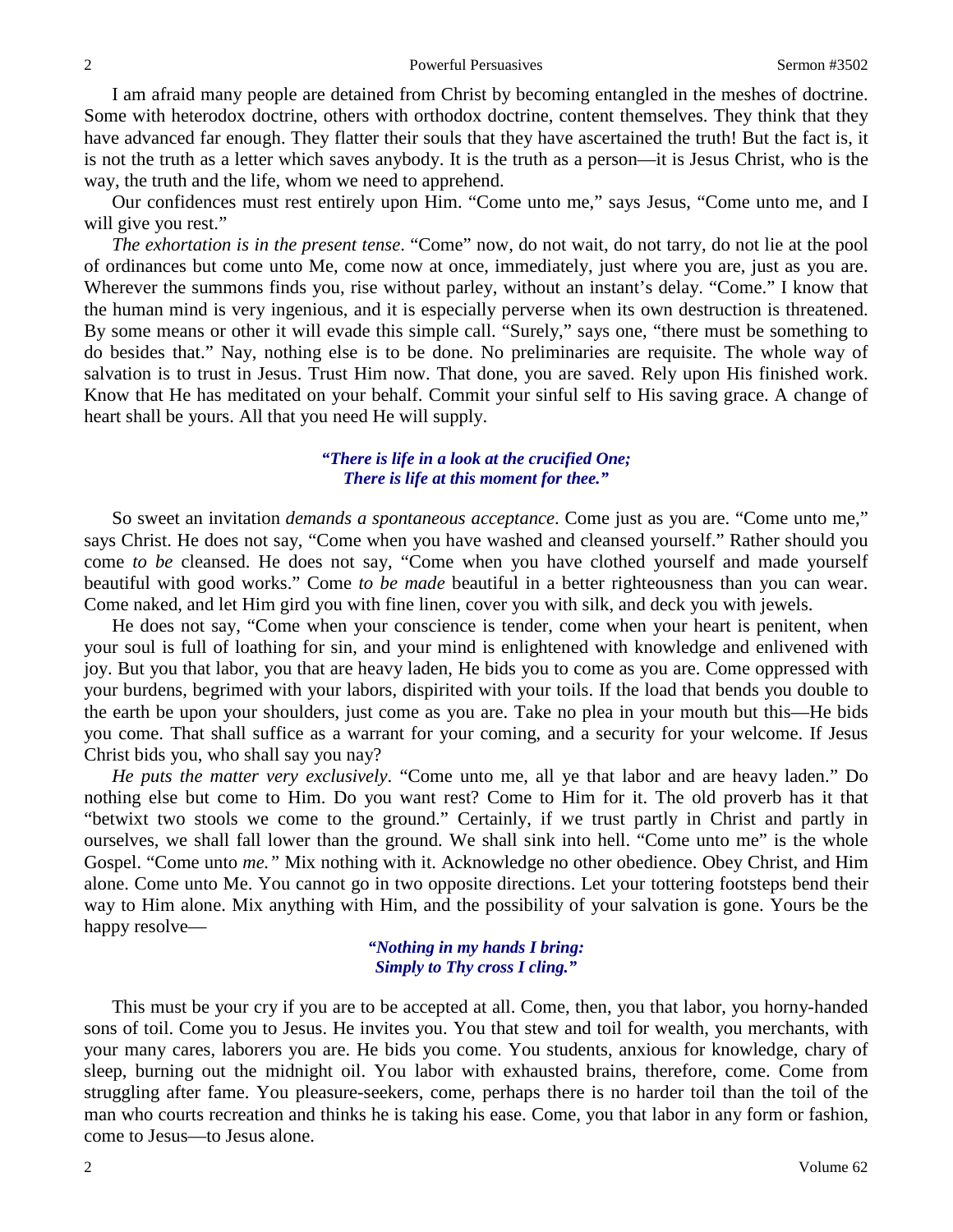I am afraid many people are detained from Christ by becoming entangled in the meshes of doctrine. Some with heterodox doctrine, others with orthodox doctrine, content themselves. They think that they have advanced far enough. They flatter their souls that they have ascertained the truth! But the fact is, it is not the truth as a letter which saves anybody. It is the truth as a person—it is Jesus Christ, who is the way, the truth and the life, whom we need to apprehend.

Our confidences must rest entirely upon Him. "Come unto me," says Jesus, "Come unto me, and I will give you rest."

*The exhortation is in the present tense*. "Come" now, do not wait, do not tarry, do not lie at the pool of ordinances but come unto Me, come now at once, immediately, just where you are, just as you are. Wherever the summons finds you, rise without parley, without an instant's delay. "Come." I know that the human mind is very ingenious, and it is especially perverse when its own destruction is threatened. By some means or other it will evade this simple call. "Surely," says one, "there must be something to do besides that." Nay, nothing else is to be done. No preliminaries are requisite. The whole way of salvation is to trust in Jesus. Trust Him now. That done, you are saved. Rely upon His finished work. Know that He has meditated on your behalf. Commit your sinful self to His saving grace. A change of heart shall be yours. All that you need He will supply.

> ***"There is life in a look at the crucified One;***
> ***There is life at this moment for thee."***

So sweet an invitation *demands a spontaneous acceptance*. Come just as you are. "Come unto me," says Christ. He does not say, "Come when you have washed and cleansed yourself." Rather should you come *to be* cleansed. He does not say, "Come when you have clothed yourself and made yourself beautiful with good works." Come *to be made* beautiful in a better righteousness than you can wear. Come naked, and let Him gird you with fine linen, cover you with silk, and deck you with jewels.

He does not say, "Come when your conscience is tender, come when your heart is penitent, when your soul is full of loathing for sin, and your mind is enlightened with knowledge and enlivened with joy. But you that labor, you that are heavy laden, He bids you to come as you are. Come oppressed with your burdens, begrimed with your labors, dispirited with your toils. If the load that bends you double to the earth be upon your shoulders, just come as you are. Take no plea in your mouth but this—He bids you come. That shall suffice as a warrant for your coming, and a security for your welcome. If Jesus Christ bids you, who shall say you nay?

*He puts the matter very exclusively*. "Come unto me, all ye that labor and are heavy laden." Do nothing else but come to Him. Do you want rest? Come to Him for it. The old proverb has it that "betwixt two stools we come to the ground." Certainly, if we trust partly in Christ and partly in ourselves, we shall fall lower than the ground. We shall sink into hell. "Come unto me" is the whole Gospel. "Come unto *me."* Mix nothing with it. Acknowledge no other obedience. Obey Christ, and Him alone. Come unto Me. You cannot go in two opposite directions. Let your tottering footsteps bend their way to Him alone. Mix anything with Him, and the possibility of your salvation is gone. Yours be the happy resolve—

> ***"Nothing in my hands I bring:***
> ***Simply to Thy cross I cling."***

This must be your cry if you are to be accepted at all. Come, then, you that labor, you horny-handed sons of toil. Come you to Jesus. He invites you. You that stew and toil for wealth, you merchants, with your many cares, laborers you are. He bids you come. You students, anxious for knowledge, chary of sleep, burning out the midnight oil. You labor with exhausted brains, therefore, come. Come from struggling after fame. You pleasure-seekers, come, perhaps there is no harder toil than the toil of the man who courts recreation and thinks he is taking his ease. Come, you that labor in any form or fashion, come to Jesus—to Jesus alone.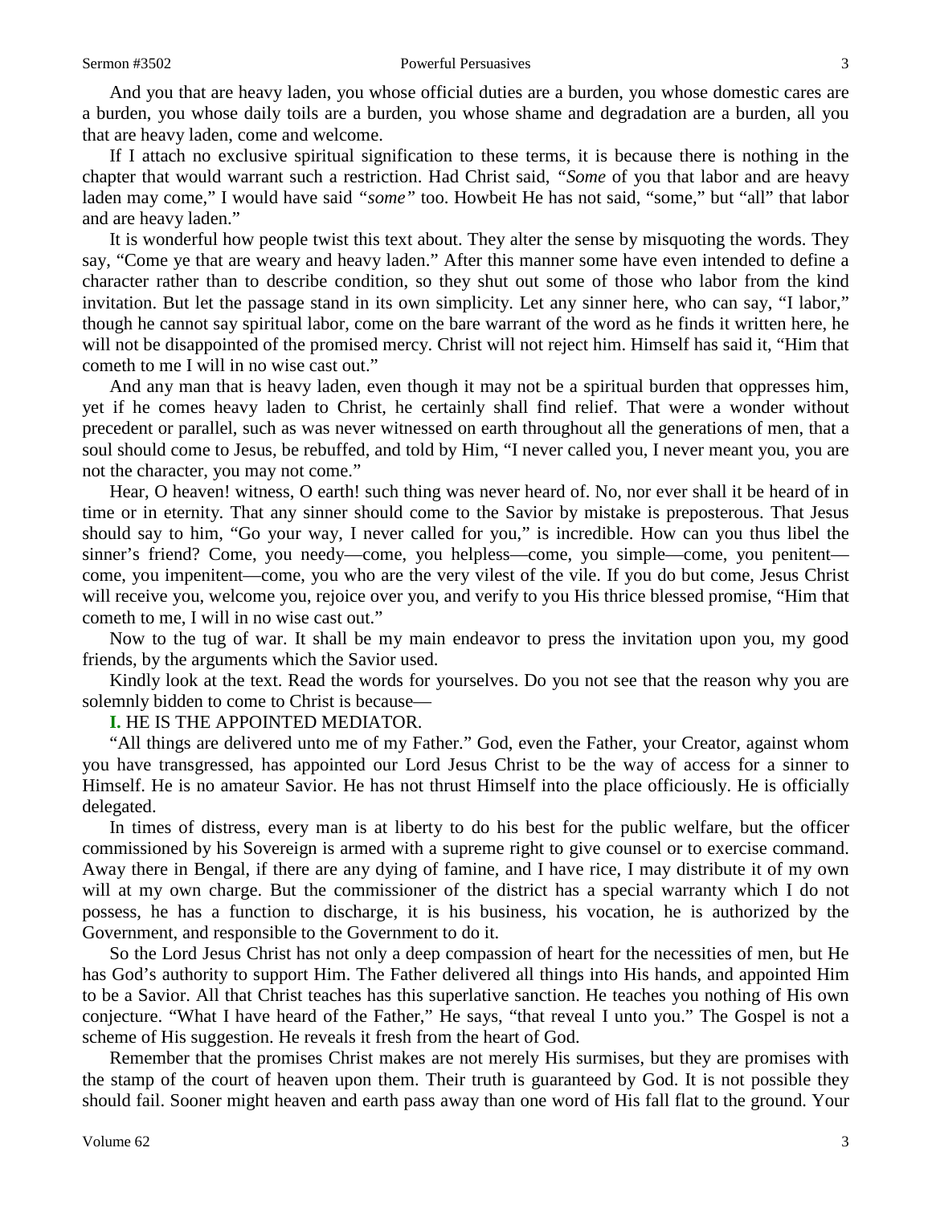And you that are heavy laden, you whose official duties are a burden, you whose domestic cares are a burden, you whose daily toils are a burden, you whose shame and degradation are a burden, all you that are heavy laden, come and welcome.

If I attach no exclusive spiritual signification to these terms, it is because there is nothing in the chapter that would warrant such a restriction. Had Christ said, *"Some* of you that labor and are heavy laden may come," I would have said *"some"* too. Howbeit He has not said, "some," but "all" that labor and are heavy laden."

It is wonderful how people twist this text about. They alter the sense by misquoting the words. They say, "Come ye that are weary and heavy laden." After this manner some have even intended to define a character rather than to describe condition, so they shut out some of those who labor from the kind invitation. But let the passage stand in its own simplicity. Let any sinner here, who can say, "I labor," though he cannot say spiritual labor, come on the bare warrant of the word as he finds it written here, he will not be disappointed of the promised mercy. Christ will not reject him. Himself has said it, "Him that cometh to me I will in no wise cast out."

And any man that is heavy laden, even though it may not be a spiritual burden that oppresses him, yet if he comes heavy laden to Christ, he certainly shall find relief. That were a wonder without precedent or parallel, such as was never witnessed on earth throughout all the generations of men, that a soul should come to Jesus, be rebuffed, and told by Him, "I never called you, I never meant you, you are not the character, you may not come."

Hear, O heaven! witness, O earth! such thing was never heard of. No, nor ever shall it be heard of in time or in eternity. That any sinner should come to the Savior by mistake is preposterous. That Jesus should say to him, "Go your way, I never called for you," is incredible. How can you thus libel the sinner's friend? Come, you needy—come, you helpless—come, you simple—come, you penitent—come, you impenitent—come, you who are the very vilest of the vile. If you do but come, Jesus Christ will receive you, welcome you, rejoice over you, and verify to you His thrice blessed promise, "Him that cometh to me, I will in no wise cast out."

Now to the tug of war. It shall be my main endeavor to press the invitation upon you, my good friends, by the arguments which the Savior used.

Kindly look at the text. Read the words for yourselves. Do you not see that the reason why you are solemnly bidden to come to Christ is because—

**I.** HE IS THE APPOINTED MEDIATOR.

"All things are delivered unto me of my Father." God, even the Father, your Creator, against whom you have transgressed, has appointed our Lord Jesus Christ to be the way of access for a sinner to Himself. He is no amateur Savior. He has not thrust Himself into the place officiously. He is officially delegated.

In times of distress, every man is at liberty to do his best for the public welfare, but the officer commissioned by his Sovereign is armed with a supreme right to give counsel or to exercise command. Away there in Bengal, if there are any dying of famine, and I have rice, I may distribute it of my own will at my own charge. But the commissioner of the district has a special warranty which I do not possess, he has a function to discharge, it is his business, his vocation, he is authorized by the Government, and responsible to the Government to do it.

So the Lord Jesus Christ has not only a deep compassion of heart for the necessities of men, but He has God's authority to support Him. The Father delivered all things into His hands, and appointed Him to be a Savior. All that Christ teaches has this superlative sanction. He teaches you nothing of His own conjecture. "What I have heard of the Father," He says, "that reveal I unto you." The Gospel is not a scheme of His suggestion. He reveals it fresh from the heart of God.

Remember that the promises Christ makes are not merely His surmises, but they are promises with the stamp of the court of heaven upon them. Their truth is guaranteed by God. It is not possible they should fail. Sooner might heaven and earth pass away than one word of His fall flat to the ground. Your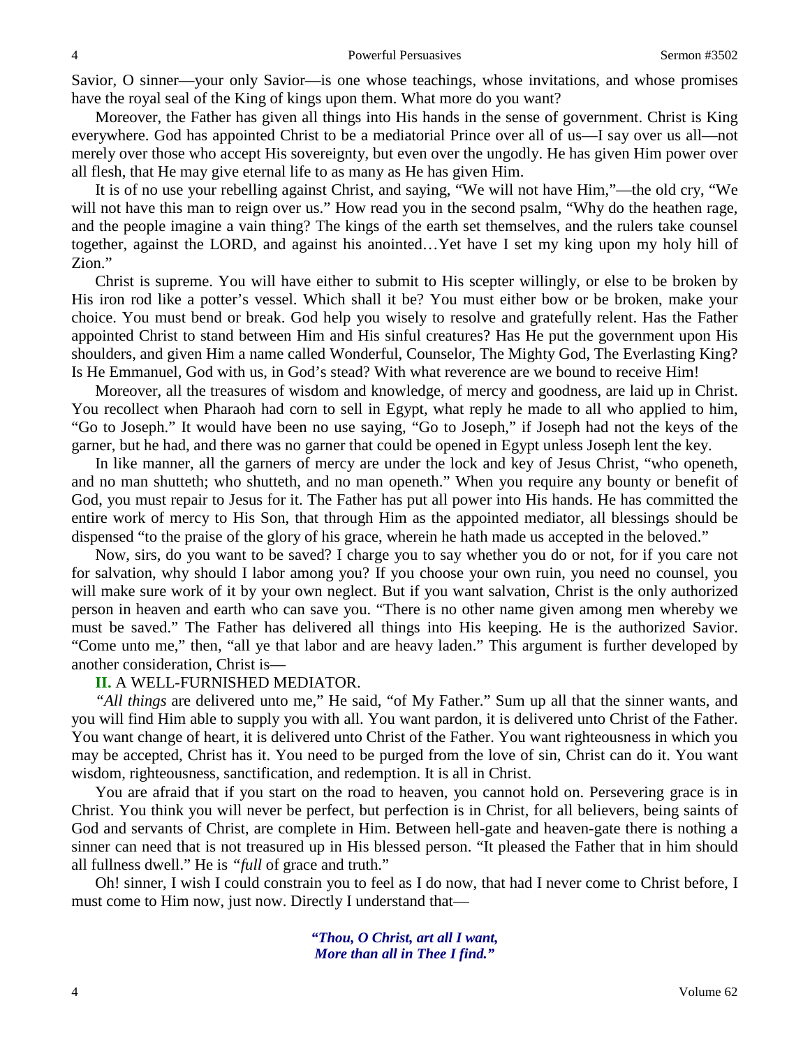Savior, O sinner—your only Savior—is one whose teachings, whose invitations, and whose promises have the royal seal of the King of kings upon them. What more do you want?

Moreover, the Father has given all things into His hands in the sense of government. Christ is King everywhere. God has appointed Christ to be a mediatorial Prince over all of us—I say over us all—not merely over those who accept His sovereignty, but even over the ungodly. He has given Him power over all flesh, that He may give eternal life to as many as He has given Him.

It is of no use your rebelling against Christ, and saying, "We will not have Him,"—the old cry, "We will not have this man to reign over us." How read you in the second psalm, "Why do the heathen rage, and the people imagine a vain thing? The kings of the earth set themselves, and the rulers take counsel together, against the LORD, and against his anointed…Yet have I set my king upon my holy hill of Zion."

Christ is supreme. You will have either to submit to His scepter willingly, or else to be broken by His iron rod like a potter's vessel. Which shall it be? You must either bow or be broken, make your choice. You must bend or break. God help you wisely to resolve and gratefully relent. Has the Father appointed Christ to stand between Him and His sinful creatures? Has He put the government upon His shoulders, and given Him a name called Wonderful, Counselor, The Mighty God, The Everlasting King? Is He Emmanuel, God with us, in God's stead? With what reverence are we bound to receive Him!

Moreover, all the treasures of wisdom and knowledge, of mercy and goodness, are laid up in Christ. You recollect when Pharaoh had corn to sell in Egypt, what reply he made to all who applied to him, "Go to Joseph." It would have been no use saying, "Go to Joseph," if Joseph had not the keys of the garner, but he had, and there was no garner that could be opened in Egypt unless Joseph lent the key.

In like manner, all the garners of mercy are under the lock and key of Jesus Christ, "who openeth, and no man shutteth; who shutteth, and no man openeth." When you require any bounty or benefit of God, you must repair to Jesus for it. The Father has put all power into His hands. He has committed the entire work of mercy to His Son, that through Him as the appointed mediator, all blessings should be dispensed "to the praise of the glory of his grace, wherein he hath made us accepted in the beloved."

Now, sirs, do you want to be saved? I charge you to say whether you do or not, for if you care not for salvation, why should I labor among you? If you choose your own ruin, you need no counsel, you will make sure work of it by your own neglect. But if you want salvation, Christ is the only authorized person in heaven and earth who can save you. "There is no other name given among men whereby we must be saved." The Father has delivered all things into His keeping. He is the authorized Savior. "Come unto me," then, "all ye that labor and are heavy laden." This argument is further developed by another consideration, Christ is—

## II. A WELL-FURNISHED MEDIATOR.

*"All things* are delivered unto me," He said, "of My Father." Sum up all that the sinner wants, and you will find Him able to supply you with all. You want pardon, it is delivered unto Christ of the Father. You want change of heart, it is delivered unto Christ of the Father. You want righteousness in which you may be accepted, Christ has it. You need to be purged from the love of sin, Christ can do it. You want wisdom, righteousness, sanctification, and redemption. It is all in Christ.

You are afraid that if you start on the road to heaven, you cannot hold on. Persevering grace is in Christ. You think you will never be perfect, but perfection is in Christ, for all believers, being saints of God and servants of Christ, are complete in Him. Between hell-gate and heaven-gate there is nothing a sinner can need that is not treasured up in His blessed person. "It pleased the Father that in him should all fullness dwell." He is *"full* of grace and truth."

Oh! sinner, I wish I could constrain you to feel as I do now, that had I never come to Christ before, I must come to Him now, just now. Directly I understand that—

> ***"Thou, O Christ, art all I want,***
> ***More than all in Thee I find."***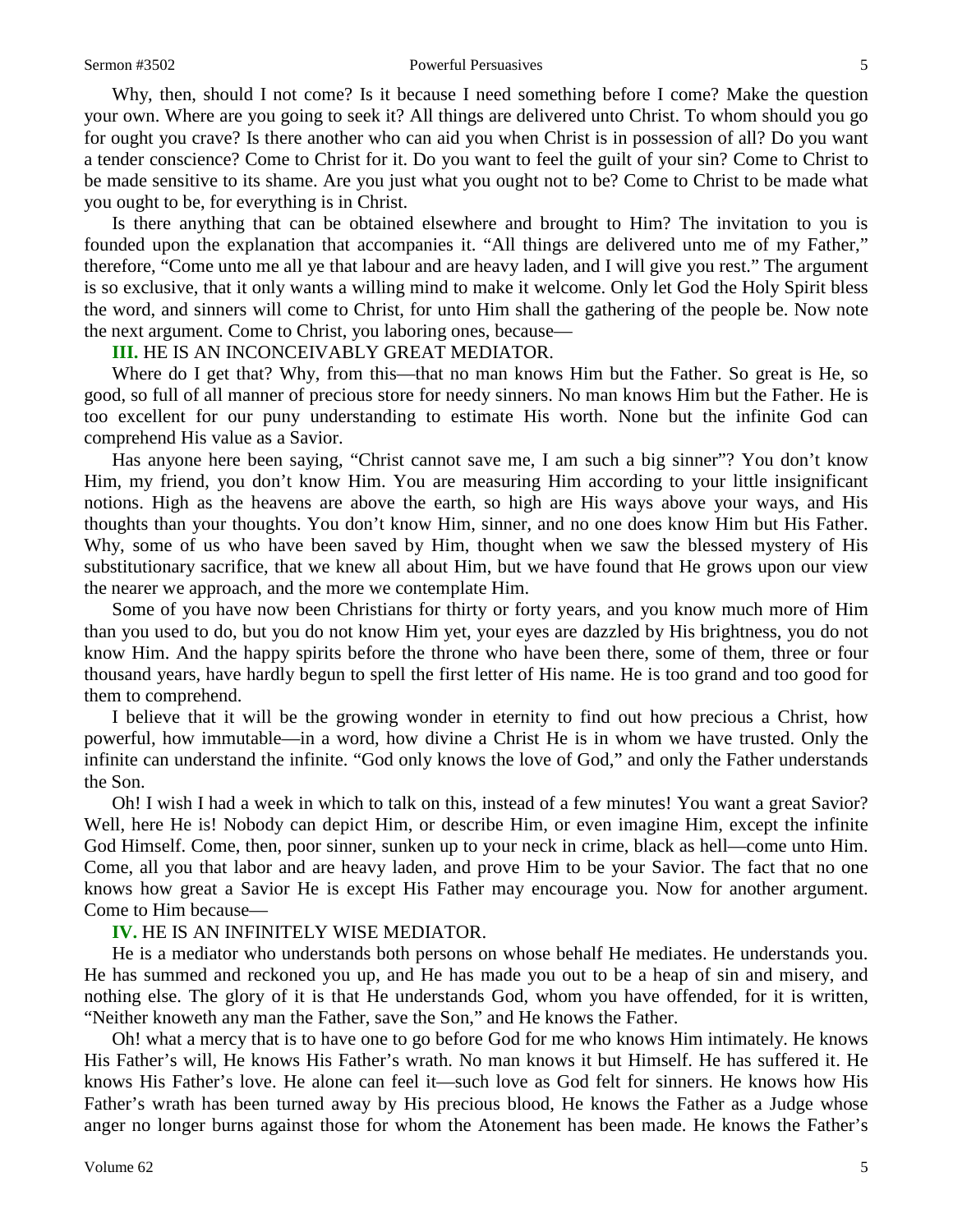Why, then, should I not come? Is it because I need something before I come? Make the question your own. Where are you going to seek it? All things are delivered unto Christ. To whom should you go for ought you crave? Is there another who can aid you when Christ is in possession of all? Do you want a tender conscience? Come to Christ for it. Do you want to feel the guilt of your sin? Come to Christ to be made sensitive to its shame. Are you just what you ought not to be? Come to Christ to be made what you ought to be, for everything is in Christ.

Is there anything that can be obtained elsewhere and brought to Him? The invitation to you is founded upon the explanation that accompanies it. "All things are delivered unto me of my Father," therefore, "Come unto me all ye that labour and are heavy laden, and I will give you rest." The argument is so exclusive, that it only wants a willing mind to make it welcome. Only let God the Holy Spirit bless the word, and sinners will come to Christ, for unto Him shall the gathering of the people be. Now note the next argument. Come to Christ, you laboring ones, because—

**III.** HE IS AN INCONCEIVABLY GREAT MEDIATOR.

Where do I get that? Why, from this—that no man knows Him but the Father. So great is He, so good, so full of all manner of precious store for needy sinners. No man knows Him but the Father. He is too excellent for our puny understanding to estimate His worth. None but the infinite God can comprehend His value as a Savior.

Has anyone here been saying, "Christ cannot save me, I am such a big sinner"? You don't know Him, my friend, you don't know Him. You are measuring Him according to your little insignificant notions. High as the heavens are above the earth, so high are His ways above your ways, and His thoughts than your thoughts. You don't know Him, sinner, and no one does know Him but His Father. Why, some of us who have been saved by Him, thought when we saw the blessed mystery of His substitutionary sacrifice, that we knew all about Him, but we have found that He grows upon our view the nearer we approach, and the more we contemplate Him.

Some of you have now been Christians for thirty or forty years, and you know much more of Him than you used to do, but you do not know Him yet, your eyes are dazzled by His brightness, you do not know Him. And the happy spirits before the throne who have been there, some of them, three or four thousand years, have hardly begun to spell the first letter of His name. He is too grand and too good for them to comprehend.

I believe that it will be the growing wonder in eternity to find out how precious a Christ, how powerful, how immutable—in a word, how divine a Christ He is in whom we have trusted. Only the infinite can understand the infinite. "God only knows the love of God," and only the Father understands the Son.

Oh! I wish I had a week in which to talk on this, instead of a few minutes! You want a great Savior? Well, here He is! Nobody can depict Him, or describe Him, or even imagine Him, except the infinite God Himself. Come, then, poor sinner, sunken up to your neck in crime, black as hell—come unto Him. Come, all you that labor and are heavy laden, and prove Him to be your Savior. The fact that no one knows how great a Savior He is except His Father may encourage you. Now for another argument. Come to Him because—

**IV.** HE IS AN INFINITELY WISE MEDIATOR.

He is a mediator who understands both persons on whose behalf He mediates. He understands you. He has summed and reckoned you up, and He has made you out to be a heap of sin and misery, and nothing else. The glory of it is that He understands God, whom you have offended, for it is written, "Neither knoweth any man the Father, save the Son," and He knows the Father.

Oh! what a mercy that is to have one to go before God for me who knows Him intimately. He knows His Father's will, He knows His Father's wrath. No man knows it but Himself. He has suffered it. He knows His Father's love. He alone can feel it—such love as God felt for sinners. He knows how His Father's wrath has been turned away by His precious blood, He knows the Father as a Judge whose anger no longer burns against those for whom the Atonement has been made. He knows the Father's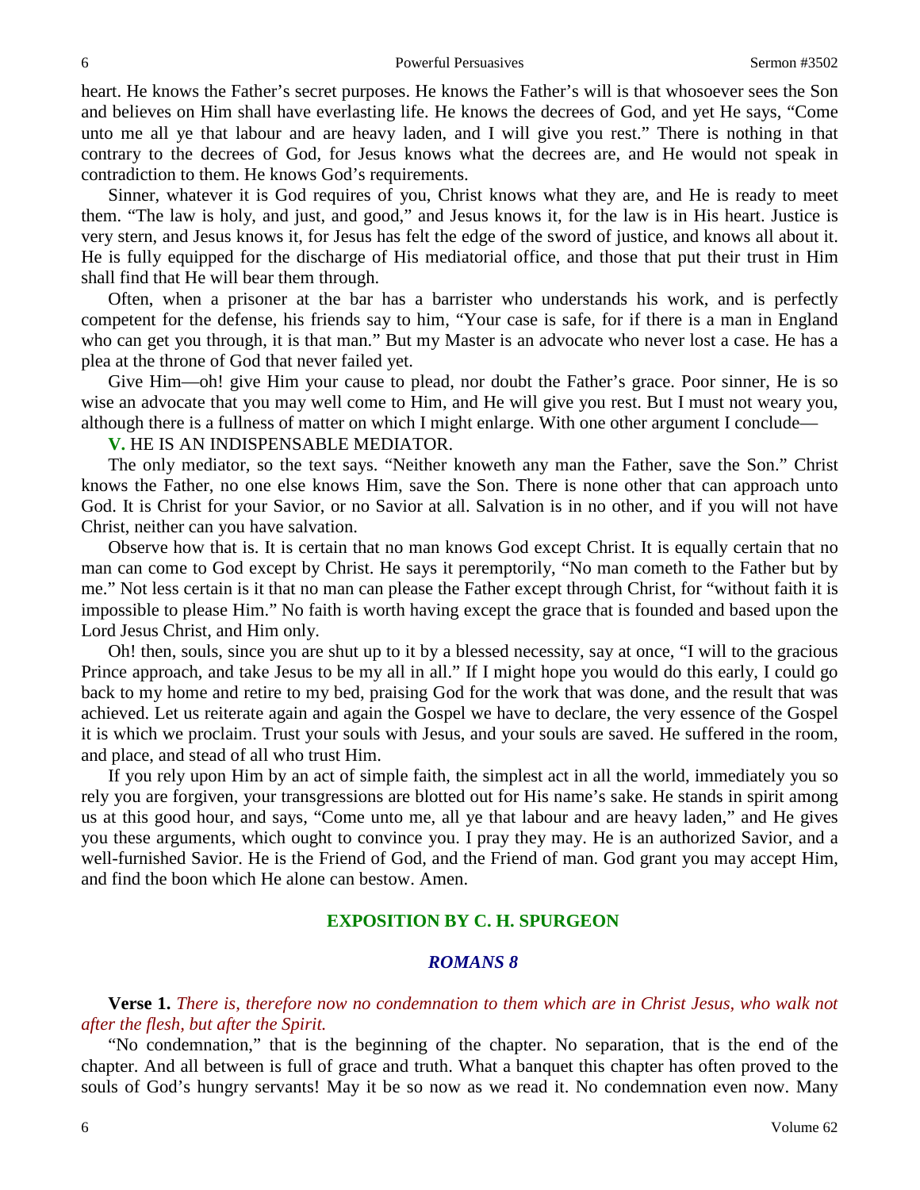heart. He knows the Father's secret purposes. He knows the Father's will is that whosoever sees the Son and believes on Him shall have everlasting life. He knows the decrees of God, and yet He says, "Come unto me all ye that labour and are heavy laden, and I will give you rest." There is nothing in that contrary to the decrees of God, for Jesus knows what the decrees are, and He would not speak in contradiction to them. He knows God's requirements.

Sinner, whatever it is God requires of you, Christ knows what they are, and He is ready to meet them. "The law is holy, and just, and good," and Jesus knows it, for the law is in His heart. Justice is very stern, and Jesus knows it, for Jesus has felt the edge of the sword of justice, and knows all about it. He is fully equipped for the discharge of His mediatorial office, and those that put their trust in Him shall find that He will bear them through.

Often, when a prisoner at the bar has a barrister who understands his work, and is perfectly competent for the defense, his friends say to him, "Your case is safe, for if there is a man in England who can get you through, it is that man." But my Master is an advocate who never lost a case. He has a plea at the throne of God that never failed yet.

Give Him—oh! give Him your cause to plead, nor doubt the Father's grace. Poor sinner, He is so wise an advocate that you may well come to Him, and He will give you rest. But I must not weary you, although there is a fullness of matter on which I might enlarge. With one other argument I conclude—

**V.** HE IS AN INDISPENSABLE MEDIATOR.

The only mediator, so the text says. "Neither knoweth any man the Father, save the Son." Christ knows the Father, no one else knows Him, save the Son. There is none other that can approach unto God. It is Christ for your Savior, or no Savior at all. Salvation is in no other, and if you will not have Christ, neither can you have salvation.

Observe how that is. It is certain that no man knows God except Christ. It is equally certain that no man can come to God except by Christ. He says it peremptorily, "No man cometh to the Father but by me." Not less certain is it that no man can please the Father except through Christ, for "without faith it is impossible to please Him." No faith is worth having except the grace that is founded and based upon the Lord Jesus Christ, and Him only.

Oh! then, souls, since you are shut up to it by a blessed necessity, say at once, "I will to the gracious Prince approach, and take Jesus to be my all in all." If I might hope you would do this early, I could go back to my home and retire to my bed, praising God for the work that was done, and the result that was achieved. Let us reiterate again and again the Gospel we have to declare, the very essence of the Gospel it is which we proclaim. Trust your souls with Jesus, and your souls are saved. He suffered in the room, and place, and stead of all who trust Him.

If you rely upon Him by an act of simple faith, the simplest act in all the world, immediately you so rely you are forgiven, your transgressions are blotted out for His name's sake. He stands in spirit among us at this good hour, and says, "Come unto me, all ye that labour and are heavy laden," and He gives you these arguments, which ought to convince you. I pray they may. He is an authorized Savior, and a well-furnished Savior. He is the Friend of God, and the Friend of man. God grant you may accept Him, and find the boon which He alone can bestow. Amen.

## EXPOSITION BY C. H. SPURGEON

### *ROMANS 8*

**Verse 1.** *There is, therefore now no condemnation to them which are in Christ Jesus, who walk not after the flesh, but after the Spirit.*

"No condemnation," that is the beginning of the chapter. No separation, that is the end of the chapter. And all between is full of grace and truth. What a banquet this chapter has often proved to the souls of God's hungry servants! May it be so now as we read it. No condemnation even now. Many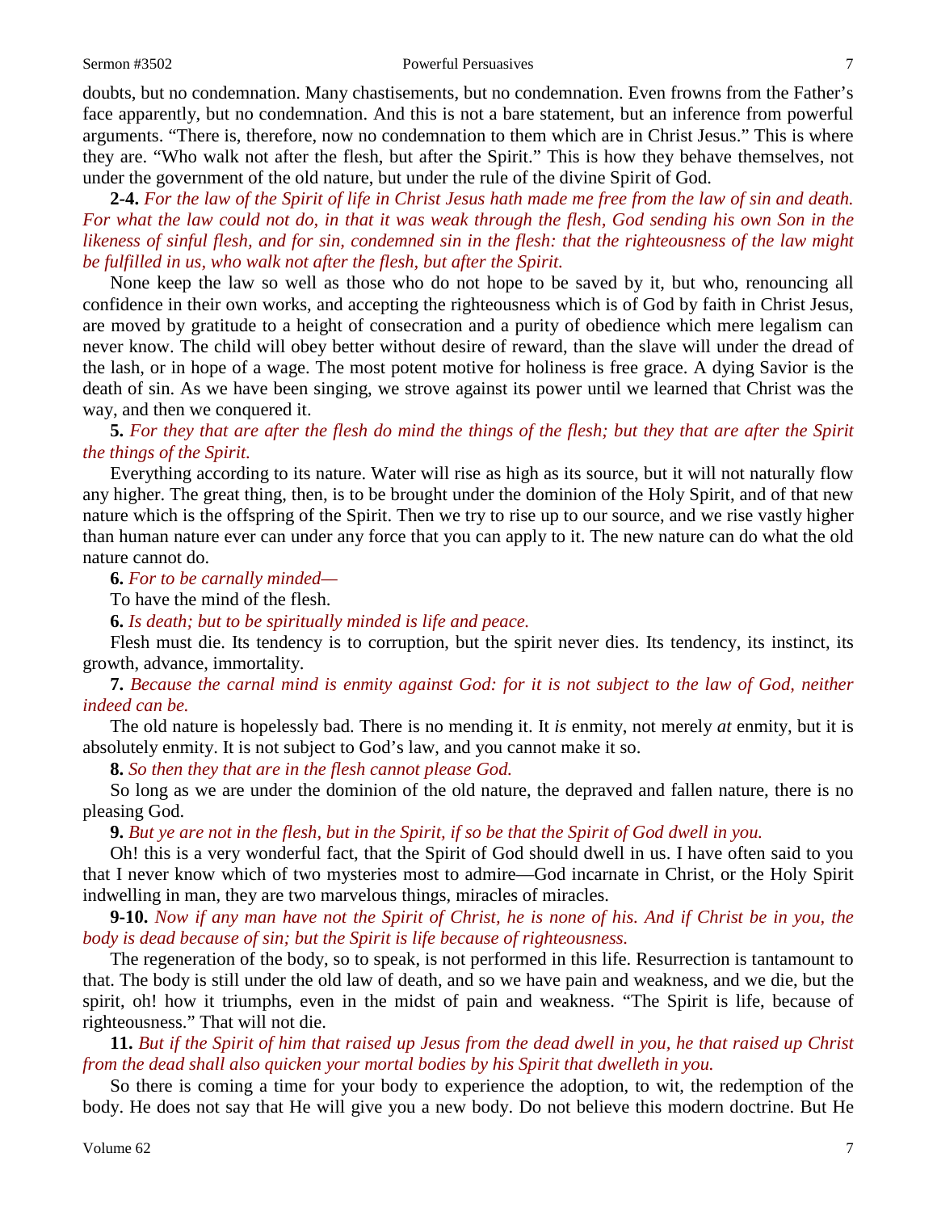doubts, but no condemnation. Many chastisements, but no condemnation. Even frowns from the Father's face apparently, but no condemnation. And this is not a bare statement, but an inference from powerful arguments. "There is, therefore, now no condemnation to them which are in Christ Jesus." This is where they are. "Who walk not after the flesh, but after the Spirit." This is how they behave themselves, not under the government of the old nature, but under the rule of the divine Spirit of God.

**2-4.** *For the law of the Spirit of life in Christ Jesus hath made me free from the law of sin and death. For what the law could not do, in that it was weak through the flesh, God sending his own Son in the likeness of sinful flesh, and for sin, condemned sin in the flesh: that the righteousness of the law might be fulfilled in us, who walk not after the flesh, but after the Spirit.*

None keep the law so well as those who do not hope to be saved by it, but who, renouncing all confidence in their own works, and accepting the righteousness which is of God by faith in Christ Jesus, are moved by gratitude to a height of consecration and a purity of obedience which mere legalism can never know. The child will obey better without desire of reward, than the slave will under the dread of the lash, or in hope of a wage. The most potent motive for holiness is free grace. A dying Savior is the death of sin. As we have been singing, we strove against its power until we learned that Christ was the way, and then we conquered it.

**5.** *For they that are after the flesh do mind the things of the flesh; but they that are after the Spirit the things of the Spirit.*

Everything according to its nature. Water will rise as high as its source, but it will not naturally flow any higher. The great thing, then, is to be brought under the dominion of the Holy Spirit, and of that new nature which is the offspring of the Spirit. Then we try to rise up to our source, and we rise vastly higher than human nature ever can under any force that you can apply to it. The new nature can do what the old nature cannot do.

**6.** *For to be carnally minded—*

To have the mind of the flesh.

**6.** *Is death; but to be spiritually minded is life and peace.*

Flesh must die. Its tendency is to corruption, but the spirit never dies. Its tendency, its instinct, its growth, advance, immortality.

**7.** *Because the carnal mind is enmity against God: for it is not subject to the law of God, neither indeed can be.*

The old nature is hopelessly bad. There is no mending it. It *is* enmity, not merely *at* enmity, but it is absolutely enmity. It is not subject to God's law, and you cannot make it so.

**8.** *So then they that are in the flesh cannot please God.*

So long as we are under the dominion of the old nature, the depraved and fallen nature, there is no pleasing God.

**9.** *But ye are not in the flesh, but in the Spirit, if so be that the Spirit of God dwell in you.*

Oh! this is a very wonderful fact, that the Spirit of God should dwell in us. I have often said to you that I never know which of two mysteries most to admire—God incarnate in Christ, or the Holy Spirit indwelling in man, they are two marvelous things, miracles of miracles.

**9-10.** *Now if any man have not the Spirit of Christ, he is none of his. And if Christ be in you, the body is dead because of sin; but the Spirit is life because of righteousness.*

The regeneration of the body, so to speak, is not performed in this life. Resurrection is tantamount to that. The body is still under the old law of death, and so we have pain and weakness, and we die, but the spirit, oh! how it triumphs, even in the midst of pain and weakness. "The Spirit is life, because of righteousness." That will not die.

**11.** *But if the Spirit of him that raised up Jesus from the dead dwell in you, he that raised up Christ from the dead shall also quicken your mortal bodies by his Spirit that dwelleth in you.*

So there is coming a time for your body to experience the adoption, to wit, the redemption of the body. He does not say that He will give you a new body. Do not believe this modern doctrine. But He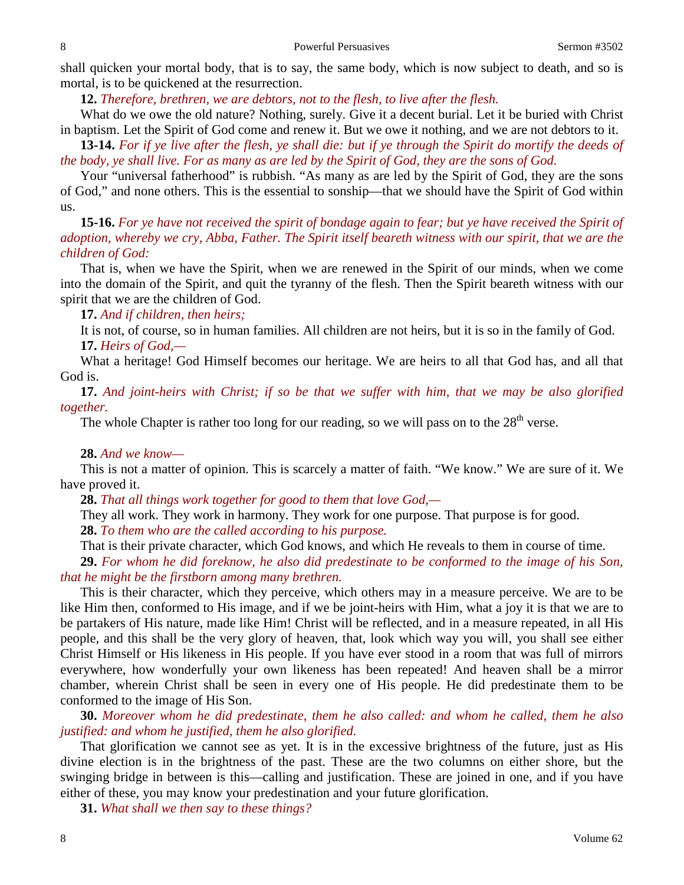shall quicken your mortal body, that is to say, the same body, which is now subject to death, and so is mortal, is to be quickened at the resurrection.

**12.** *Therefore, brethren, we are debtors, not to the flesh, to live after the flesh.*

What do we owe the old nature? Nothing, surely. Give it a decent burial. Let it be buried with Christ in baptism. Let the Spirit of God come and renew it. But we owe it nothing, and we are not debtors to it.

**13-14.** *For if ye live after the flesh, ye shall die: but if ye through the Spirit do mortify the deeds of the body, ye shall live. For as many as are led by the Spirit of God, they are the sons of God.*

Your "universal fatherhood" is rubbish. "As many as are led by the Spirit of God, they are the sons of God," and none others. This is the essential to sonship—that we should have the Spirit of God within us.

**15-16.** *For ye have not received the spirit of bondage again to fear; but ye have received the Spirit of adoption, whereby we cry, Abba, Father. The Spirit itself beareth witness with our spirit, that we are the children of God:*

That is, when we have the Spirit, when we are renewed in the Spirit of our minds, when we come into the domain of the Spirit, and quit the tyranny of the flesh. Then the Spirit beareth witness with our spirit that we are the children of God.

**17.** *And if children, then heirs;*

It is not, of course, so in human families. All children are not heirs, but it is so in the family of God.

**17.** *Heirs of God,—*

What a heritage! God Himself becomes our heritage. We are heirs to all that God has, and all that God is.

**17.** *And joint-heirs with Christ; if so be that we suffer with him, that we may be also glorified together.*

The whole Chapter is rather too long for our reading, so we will pass on to the 28th verse.

**28.** *And we know—*

This is not a matter of opinion. This is scarcely a matter of faith. "We know." We are sure of it. We have proved it.

**28.** *That all things work together for good to them that love God,—*

They all work. They work in harmony. They work for one purpose. That purpose is for good.

**28.** *To them who are the called according to his purpose.*

That is their private character, which God knows, and which He reveals to them in course of time.

**29.** *For whom he did foreknow, he also did predestinate to be conformed to the image of his Son, that he might be the firstborn among many brethren.*

This is their character, which they perceive, which others may in a measure perceive. We are to be like Him then, conformed to His image, and if we be joint-heirs with Him, what a joy it is that we are to be partakers of His nature, made like Him! Christ will be reflected, and in a measure repeated, in all His people, and this shall be the very glory of heaven, that, look which way you will, you shall see either Christ Himself or His likeness in His people. If you have ever stood in a room that was full of mirrors everywhere, how wonderfully your own likeness has been repeated! And heaven shall be a mirror chamber, wherein Christ shall be seen in every one of His people. He did predestinate them to be conformed to the image of His Son.

**30.** *Moreover whom he did predestinate, them he also called: and whom he called, them he also justified: and whom he justified, them he also glorified.*

That glorification we cannot see as yet. It is in the excessive brightness of the future, just as His divine election is in the brightness of the past. These are the two columns on either shore, but the swinging bridge in between is this—calling and justification. These are joined in one, and if you have either of these, you may know your predestination and your future glorification.

**31.** *What shall we then say to these things?*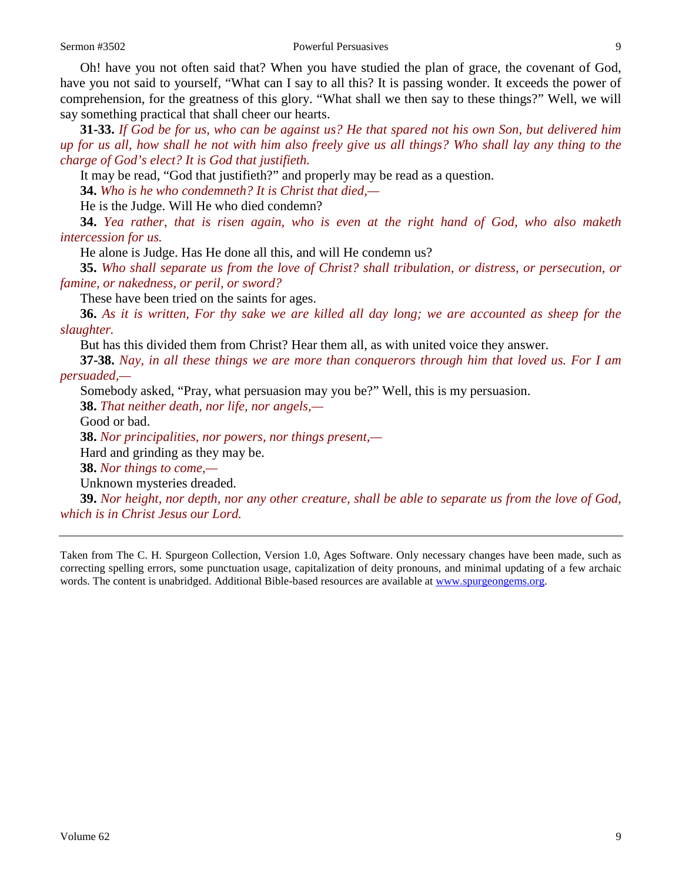Oh! have you not often said that? When you have studied the plan of grace, the covenant of God, have you not said to yourself, "What can I say to all this? It is passing wonder. It exceeds the power of comprehension, for the greatness of this glory. "What shall we then say to these things?" Well, we will say something practical that shall cheer our hearts.

**31-33.** *If God be for us, who can be against us? He that spared not his own Son, but delivered him up for us all, how shall he not with him also freely give us all things? Who shall lay any thing to the charge of God's elect? It is God that justifieth.*

It may be read, "God that justifieth?" and properly may be read as a question.

**34.** *Who is he who condemneth? It is Christ that died,—*

He is the Judge. Will He who died condemn?

**34.** *Yea rather, that is risen again, who is even at the right hand of God, who also maketh intercession for us.*

He alone is Judge. Has He done all this, and will He condemn us?

**35.** *Who shall separate us from the love of Christ? shall tribulation, or distress, or persecution, or famine, or nakedness, or peril, or sword?*

These have been tried on the saints for ages.

**36.** *As it is written, For thy sake we are killed all day long; we are accounted as sheep for the slaughter.*

But has this divided them from Christ? Hear them all, as with united voice they answer.

**37-38.** *Nay, in all these things we are more than conquerors through him that loved us. For I am persuaded,—*

Somebody asked, "Pray, what persuasion may you be?" Well, this is my persuasion.

**38.** *That neither death, nor life, nor angels,—*

Good or bad.

**38.** *Nor principalities, nor powers, nor things present,—*

Hard and grinding as they may be.

**38.** *Nor things to come,—*

Unknown mysteries dreaded.

**39.** *Nor height, nor depth, nor any other creature, shall be able to separate us from the love of God, which is in Christ Jesus our Lord.*

---

Taken from The C. H. Spurgeon Collection, Version 1.0, Ages Software. Only necessary changes have been made, such as correcting spelling errors, some punctuation usage, capitalization of deity pronouns, and minimal updating of a few archaic words. The content is unabridged. Additional Bible-based resources are available at www.spurgeongems.org.